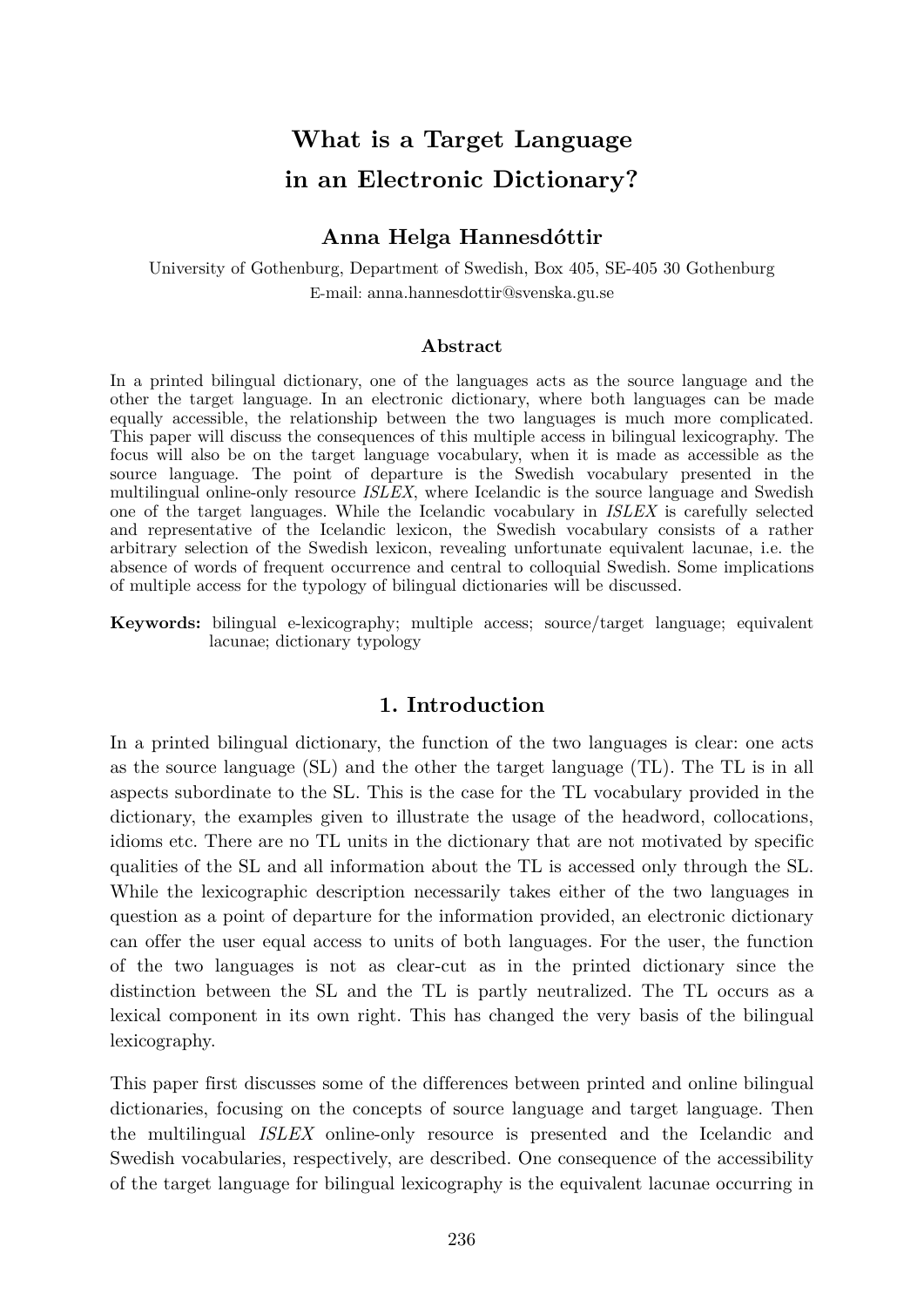# What is a Target Language in an Electronic Dictionary?

**Anna Helga Hannesdóttir**

University of Gothenburg, Department of Swedish, Box 405, SE-405 30 Gothenburg
E-mail: anna.hannesdottir@svenska.gu.se

### Abstract

In a printed bilingual dictionary, one of the languages acts as the source language and the other the target language. In an electronic dictionary, where both languages can be made equally accessible, the relationship between the two languages is much more complicated. This paper will discuss the consequences of this multiple access in bilingual lexicography. The focus will also be on the target language vocabulary, when it is made as accessible as the source language. The point of departure is the Swedish vocabulary presented in the multilingual online-only resource *ISLEX*, where Icelandic is the source language and Swedish one of the target languages. While the Icelandic vocabulary in *ISLEX* is carefully selected and representative of the Icelandic lexicon, the Swedish vocabulary consists of a rather arbitrary selection of the Swedish lexicon, revealing unfortunate equivalent lacunae, i.e. the absence of words of frequent occurrence and central to colloquial Swedish. Some implications of multiple access for the typology of bilingual dictionaries will be discussed.

**Keywords:** bilingual e-lexicography; multiple access; source/target language; equivalent lacunae; dictionary typology

## 1. Introduction

In a printed bilingual dictionary, the function of the two languages is clear: one acts as the source language (SL) and the other the target language (TL). The TL is in all aspects subordinate to the SL. This is the case for the TL vocabulary provided in the dictionary, the examples given to illustrate the usage of the headword, collocations, idioms etc. There are no TL units in the dictionary that are not motivated by specific qualities of the SL and all information about the TL is accessed only through the SL. While the lexicographic description necessarily takes either of the two languages in question as a point of departure for the information provided, an electronic dictionary can offer the user equal access to units of both languages. For the user, the function of the two languages is not as clear-cut as in the printed dictionary since the distinction between the SL and the TL is partly neutralized. The TL occurs as a lexical component in its own right. This has changed the very basis of the bilingual lexicography.

This paper first discusses some of the differences between printed and online bilingual dictionaries, focusing on the concepts of source language and target language. Then the multilingual *ISLEX* online-only resource is presented and the Icelandic and Swedish vocabularies, respectively, are described. One consequence of the accessibility of the target language for bilingual lexicography is the equivalent lacunae occurring in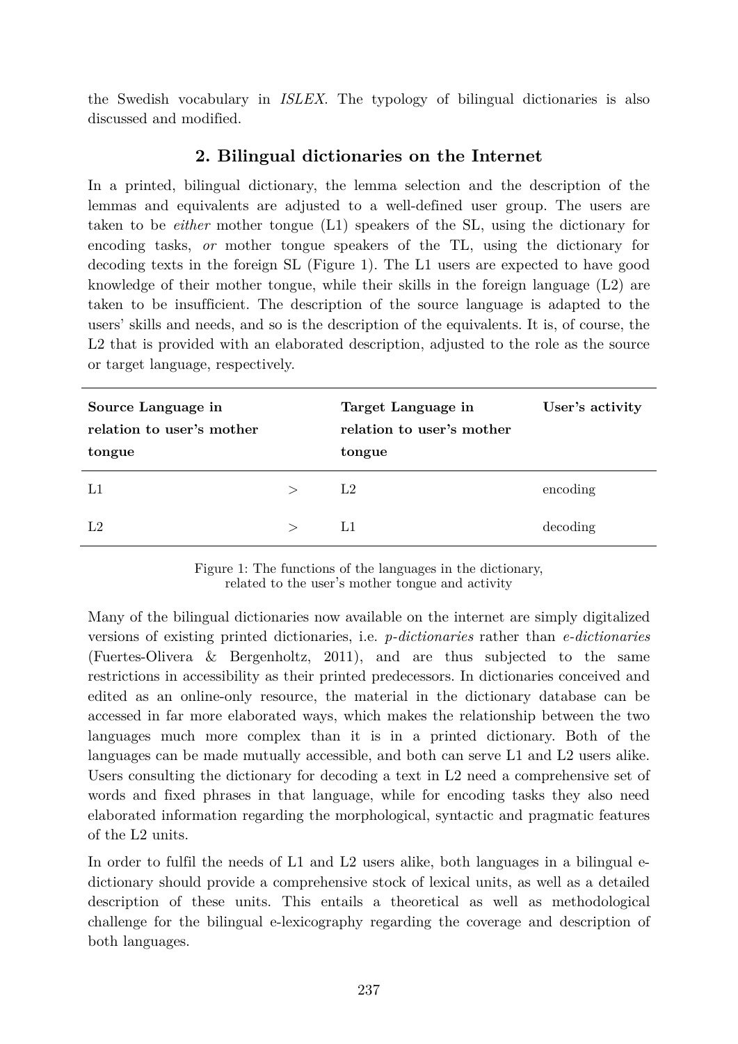the Swedish vocabulary in *ISLEX*. The typology of bilingual dictionaries is also discussed and modified.

## 2. Bilingual dictionaries on the Internet

In a printed, bilingual dictionary, the lemma selection and the description of the lemmas and equivalents are adjusted to a well-defined user group. The users are taken to be *either* mother tongue (L1) speakers of the SL, using the dictionary for encoding tasks, *or* mother tongue speakers of the TL, using the dictionary for decoding texts in the foreign SL (Figure 1). The L1 users are expected to have good knowledge of their mother tongue, while their skills in the foreign language (L2) are taken to be insufficient. The description of the source language is adapted to the users' skills and needs, and so is the description of the equivalents. It is, of course, the L2 that is provided with an elaborated description, adjusted to the role as the source or target language, respectively.

| **Source Language in relation to user's mother tongue** | | **Target Language in relation to user's mother tongue** | **User's activity** |
|---|---|---|---|
| L1 | > | L2 | encoding |
| L2 | > | L1 | decoding |

Figure 1: The functions of the languages in the dictionary, related to the user's mother tongue and activity

Many of the bilingual dictionaries now available on the internet are simply digitalized versions of existing printed dictionaries, i.e. *p-dictionaries* rather than *e-dictionaries* (Fuertes-Olivera & Bergenholtz, 2011), and are thus subjected to the same restrictions in accessibility as their printed predecessors. In dictionaries conceived and edited as an online-only resource, the material in the dictionary database can be accessed in far more elaborated ways, which makes the relationship between the two languages much more complex than it is in a printed dictionary. Both of the languages can be made mutually accessible, and both can serve L1 and L2 users alike. Users consulting the dictionary for decoding a text in L2 need a comprehensive set of words and fixed phrases in that language, while for encoding tasks they also need elaborated information regarding the morphological, syntactic and pragmatic features of the L2 units.

In order to fulfil the needs of L1 and L2 users alike, both languages in a bilingual e-dictionary should provide a comprehensive stock of lexical units, as well as a detailed description of these units. This entails a theoretical as well as methodological challenge for the bilingual e-lexicography regarding the coverage and description of both languages.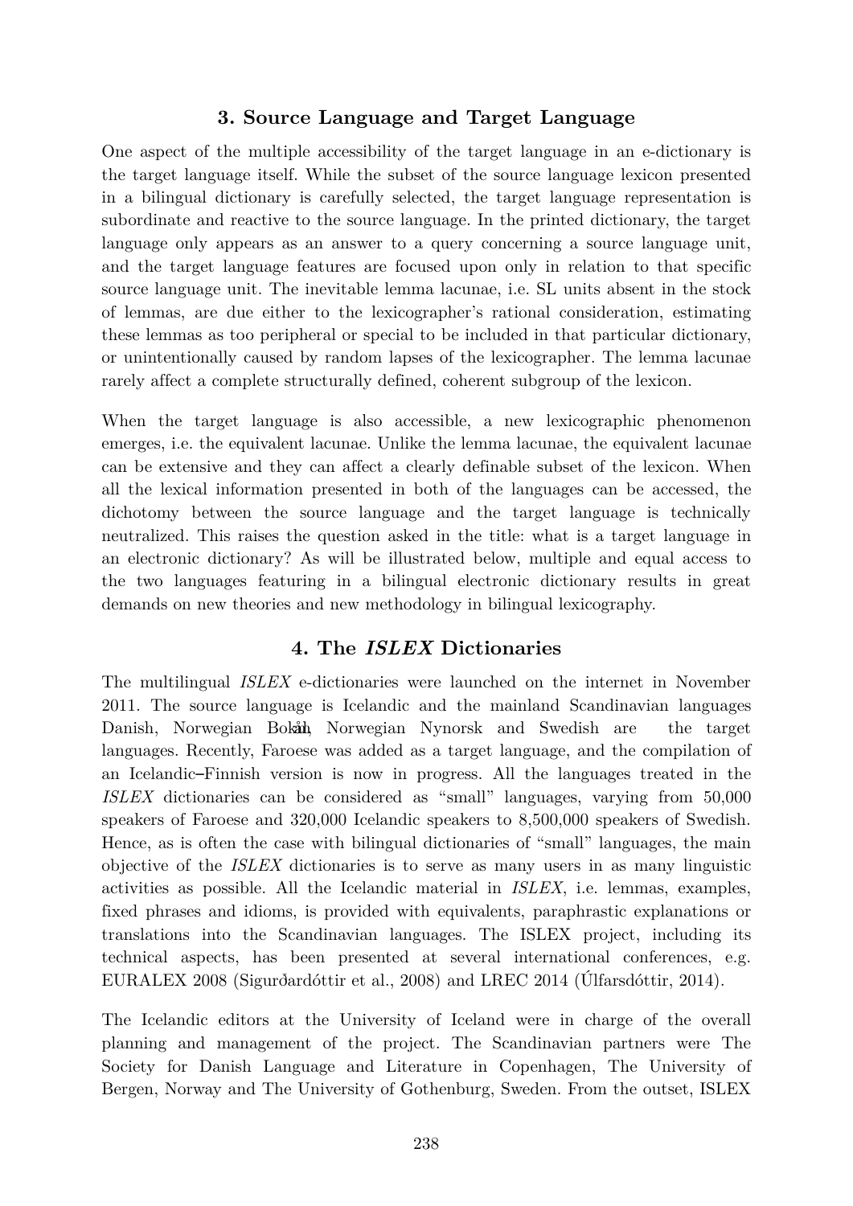## 3. Source Language and Target Language

One aspect of the multiple accessibility of the target language in an e-dictionary is the target language itself. While the subset of the source language lexicon presented in a bilingual dictionary is carefully selected, the target language representation is subordinate and reactive to the source language. In the printed dictionary, the target language only appears as an answer to a query concerning a source language unit, and the target language features are focused upon only in relation to that specific source language unit. The inevitable lemma lacunae, i.e. SL units absent in the stock of lemmas, are due either to the lexicographer's rational consideration, estimating these lemmas as too peripheral or special to be included in that particular dictionary, or unintentionally caused by random lapses of the lexicographer. The lemma lacunae rarely affect a complete structurally defined, coherent subgroup of the lexicon.

When the target language is also accessible, a new lexicographic phenomenon emerges, i.e. the equivalent lacunae. Unlike the lemma lacunae, the equivalent lacunae can be extensive and they can affect a clearly definable subset of the lexicon. When all the lexical information presented in both of the languages can be accessed, the dichotomy between the source language and the target language is technically neutralized. This raises the question asked in the title: what is a target language in an electronic dictionary? As will be illustrated below, multiple and equal access to the two languages featuring in a bilingual electronic dictionary results in great demands on new theories and new methodology in bilingual lexicography.

## 4. The *ISLEX* Dictionaries

The multilingual *ISLEX* e-dictionaries were launched on the internet in November 2011. The source language is Icelandic and the mainland Scandinavian languages Danish, Norwegian Bokmål, Norwegian Nynorsk and Swedish are the target languages. Recently, Faroese was added as a target language, and the compilation of an Icelandic–Finnish version is now in progress. All the languages treated in the *ISLEX* dictionaries can be considered as "small" languages, varying from 50,000 speakers of Faroese and 320,000 Icelandic speakers to 8,500,000 speakers of Swedish. Hence, as is often the case with bilingual dictionaries of "small" languages, the main objective of the *ISLEX* dictionaries is to serve as many users in as many linguistic activities as possible. All the Icelandic material in *ISLEX*, i.e. lemmas, examples, fixed phrases and idioms, is provided with equivalents, paraphrastic explanations or translations into the Scandinavian languages. The ISLEX project, including its technical aspects, has been presented at several international conferences, e.g. EURALEX 2008 (Sigurðardóttir et al., 2008) and LREC 2014 (Úlfarsdóttir, 2014).

The Icelandic editors at the University of Iceland were in charge of the overall planning and management of the project. The Scandinavian partners were The Society for Danish Language and Literature in Copenhagen, The University of Bergen, Norway and The University of Gothenburg, Sweden. From the outset, ISLEX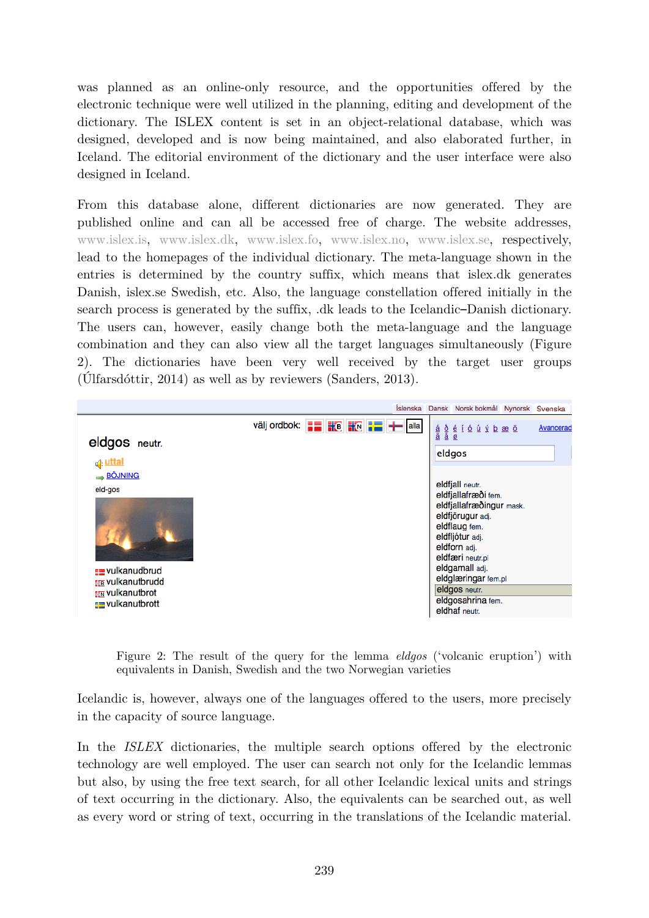was planned as an online-only resource, and the opportunities offered by the electronic technique were well utilized in the planning, editing and development of the dictionary. The ISLEX content is set in an object-relational database, which was designed, developed and is now being maintained, and also elaborated further, in Iceland. The editorial environment of the dictionary and the user interface were also designed in Iceland.

From this database alone, different dictionaries are now generated. They are published online and can all be accessed free of charge. The website addresses, www.islex.is, www.islex.dk, www.islex.fo, www.islex.no, www.islex.se, respectively, lead to the homepages of the individual dictionary. The meta-language shown in the entries is determined by the country suffix, which means that islex.dk generates Danish, islex.se Swedish, etc. Also, the language constellation offered initially in the search process is generated by the suffix, .dk leads to the Icelandic–Danish dictionary. The users can, however, easily change both the meta-language and the language combination and they can also view all the target languages simultaneously (Figure 2). The dictionaries have been very well received by the target user groups (Úlfarsdóttir, 2014) as well as by reviewers (Sanders, 2013).

Figure 2: The result of the query for the lemma *eldgos* ('volcanic eruption') with equivalents in Danish, Swedish and the two Norwegian varieties

Icelandic is, however, always one of the languages offered to the users, more precisely in the capacity of source language.

In the *ISLEX* dictionaries, the multiple search options offered by the electronic technology are well employed. The user can search not only for the Icelandic lemmas but also, by using the free text search, for all other Icelandic lexical units and strings of text occurring in the dictionary. Also, the equivalents can be searched out, as well as every word or string of text, occurring in the translations of the Icelandic material.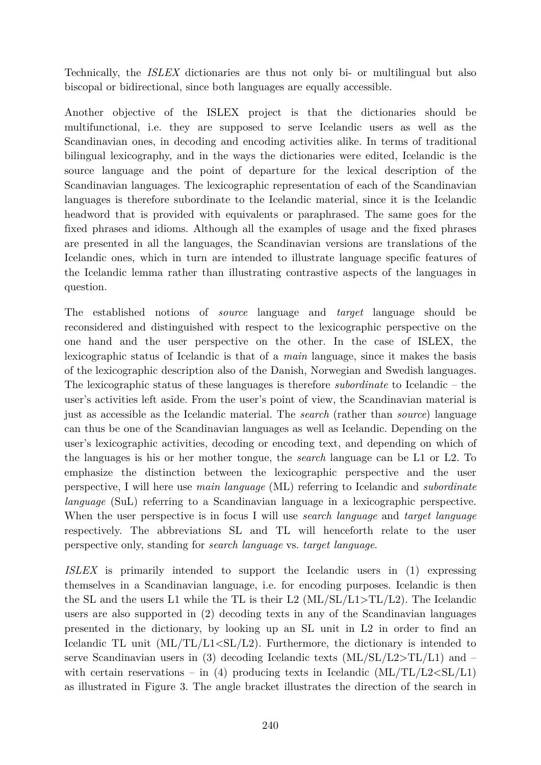Technically, the *ISLEX* dictionaries are thus not only bi- or multilingual but also biscopal or bidirectional, since both languages are equally accessible.

Another objective of the ISLEX project is that the dictionaries should be multifunctional, i.e. they are supposed to serve Icelandic users as well as the Scandinavian ones, in decoding and encoding activities alike. In terms of traditional bilingual lexicography, and in the ways the dictionaries were edited, Icelandic is the source language and the point of departure for the lexical description of the Scandinavian languages. The lexicographic representation of each of the Scandinavian languages is therefore subordinate to the Icelandic material, since it is the Icelandic headword that is provided with equivalents or paraphrased. The same goes for the fixed phrases and idioms. Although all the examples of usage and the fixed phrases are presented in all the languages, the Scandinavian versions are translations of the Icelandic ones, which in turn are intended to illustrate language specific features of the Icelandic lemma rather than illustrating contrastive aspects of the languages in question.

The established notions of *source* language and *target* language should be reconsidered and distinguished with respect to the lexicographic perspective on the one hand and the user perspective on the other. In the case of ISLEX, the lexicographic status of Icelandic is that of a *main* language, since it makes the basis of the lexicographic description also of the Danish, Norwegian and Swedish languages. The lexicographic status of these languages is therefore *subordinate* to Icelandic – the user's activities left aside. From the user's point of view, the Scandinavian material is just as accessible as the Icelandic material. The *search* (rather than *source*) language can thus be one of the Scandinavian languages as well as Icelandic. Depending on the user's lexicographic activities, decoding or encoding text, and depending on which of the languages is his or her mother tongue, the *search* language can be L1 or L2. To emphasize the distinction between the lexicographic perspective and the user perspective, I will here use *main language* (ML) referring to Icelandic and *subordinate language* (SuL) referring to a Scandinavian language in a lexicographic perspective. When the user perspective is in focus I will use *search language* and *target language* respectively. The abbreviations SL and TL will henceforth relate to the user perspective only, standing for *search language* vs. *target language*.

*ISLEX* is primarily intended to support the Icelandic users in (1) expressing themselves in a Scandinavian language, i.e. for encoding purposes. Icelandic is then the SL and the users L1 while the TL is their L2 (ML/SL/L1>TL/L2). The Icelandic users are also supported in (2) decoding texts in any of the Scandinavian languages presented in the dictionary, by looking up an SL unit in L2 in order to find an Icelandic TL unit (ML/TL/L1<SL/L2). Furthermore, the dictionary is intended to serve Scandinavian users in (3) decoding Icelandic texts (ML/SL/L2>TL/L1) and – with certain reservations – in (4) producing texts in Icelandic (ML/TL/L2<SL/L1) as illustrated in Figure 3. The angle bracket illustrates the direction of the search in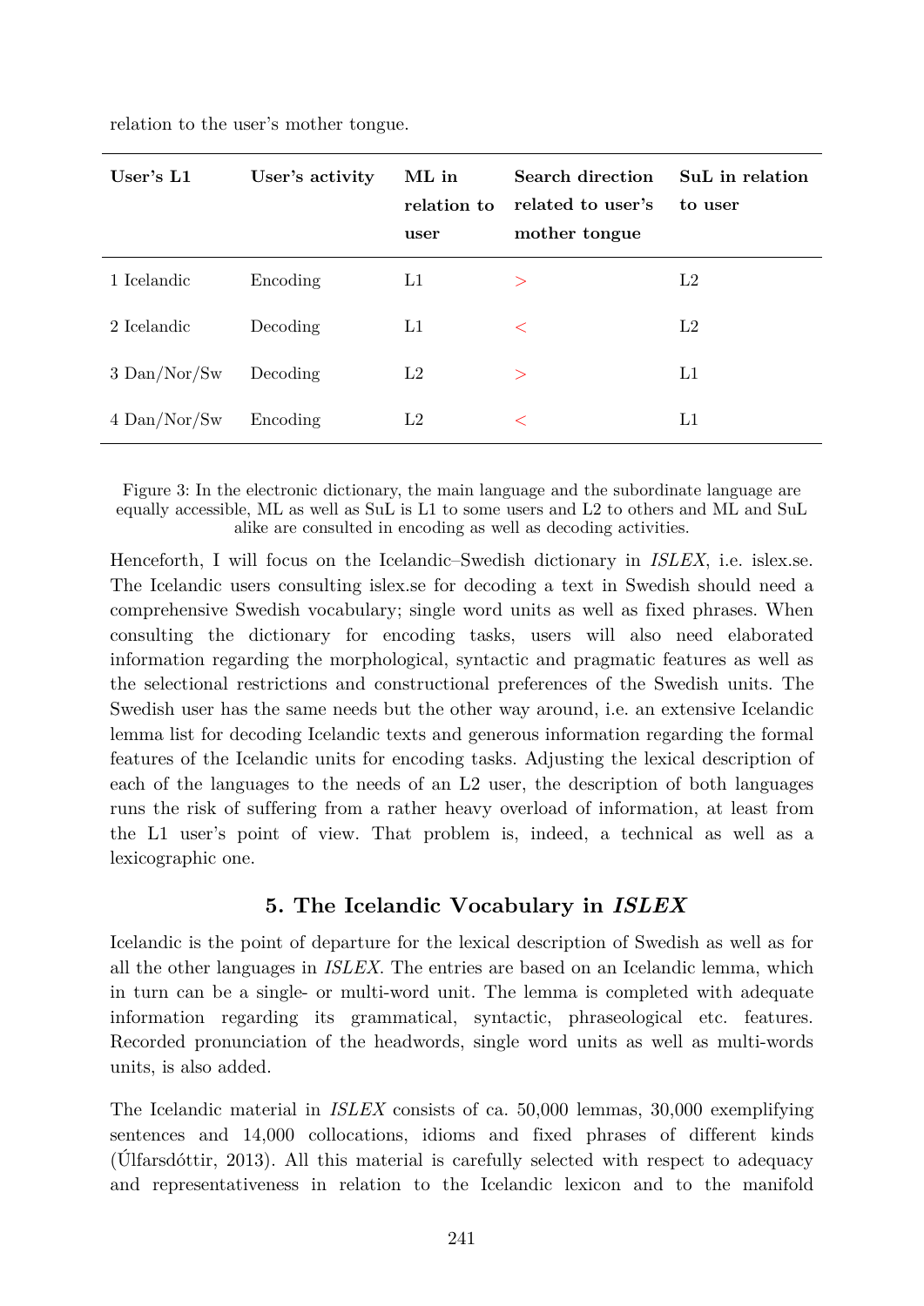relation to the user's mother tongue.

| User's L1 | User's activity | ML in relation to user | Search direction related to user's mother tongue | SuL in relation to user |
|---|---|---|---|---|
| 1 Icelandic | Encoding | L1 | > | L2 |
| 2 Icelandic | Decoding | L1 | < | L2 |
| 3 Dan/Nor/Sw | Decoding | L2 | > | L1 |
| 4 Dan/Nor/Sw | Encoding | L2 | < | L1 |

Figure 3: In the electronic dictionary, the main language and the subordinate language are equally accessible, ML as well as SuL is L1 to some users and L2 to others and ML and SuL alike are consulted in encoding as well as decoding activities.

Henceforth, I will focus on the Icelandic–Swedish dictionary in *ISLEX*, i.e. islex.se. The Icelandic users consulting islex.se for decoding a text in Swedish should need a comprehensive Swedish vocabulary; single word units as well as fixed phrases. When consulting the dictionary for encoding tasks, users will also need elaborated information regarding the morphological, syntactic and pragmatic features as well as the selectional restrictions and constructional preferences of the Swedish units. The Swedish user has the same needs but the other way around, i.e. an extensive Icelandic lemma list for decoding Icelandic texts and generous information regarding the formal features of the Icelandic units for encoding tasks. Adjusting the lexical description of each of the languages to the needs of an L2 user, the description of both languages runs the risk of suffering from a rather heavy overload of information, at least from the L1 user's point of view. That problem is, indeed, a technical as well as a lexicographic one.

## 5. The Icelandic Vocabulary in *ISLEX*

Icelandic is the point of departure for the lexical description of Swedish as well as for all the other languages in *ISLEX*. The entries are based on an Icelandic lemma, which in turn can be a single- or multi-word unit. The lemma is completed with adequate information regarding its grammatical, syntactic, phraseological etc. features. Recorded pronunciation of the headwords, single word units as well as multi-words units, is also added.

The Icelandic material in *ISLEX* consists of ca. 50,000 lemmas, 30,000 exemplifying sentences and 14,000 collocations, idioms and fixed phrases of different kinds (Úlfarsdóttir, 2013). All this material is carefully selected with respect to adequacy and representativeness in relation to the Icelandic lexicon and to the manifold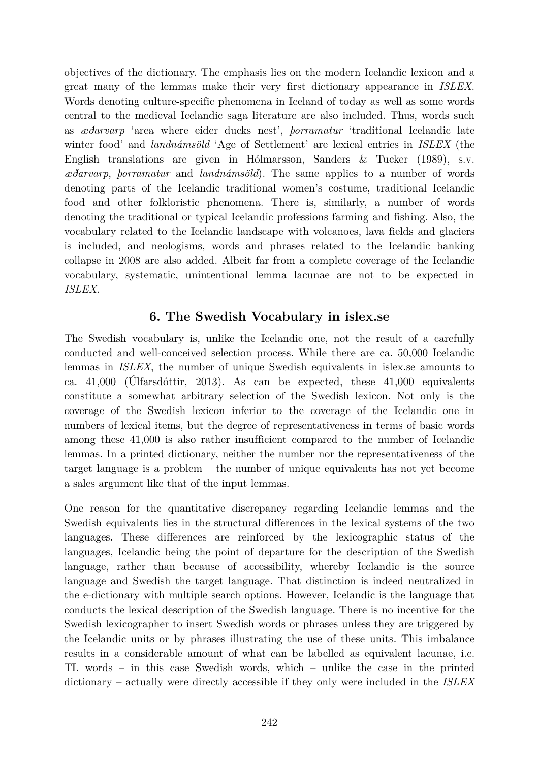objectives of the dictionary. The emphasis lies on the modern Icelandic lexicon and a great many of the lemmas make their very first dictionary appearance in *ISLEX*. Words denoting culture-specific phenomena in Iceland of today as well as some words central to the medieval Icelandic saga literature are also included. Thus, words such as *æðarvarp* 'area where eider ducks nest', *þorramatur* 'traditional Icelandic late winter food' and *landnámsöld* 'Age of Settlement' are lexical entries in *ISLEX* (the English translations are given in Hólmarsson, Sanders & Tucker (1989), s.v. *æðarvarp*, *þorramatur* and *landnámsöld*). The same applies to a number of words denoting parts of the Icelandic traditional women's costume, traditional Icelandic food and other folkloristic phenomena. There is, similarly, a number of words denoting the traditional or typical Icelandic professions farming and fishing. Also, the vocabulary related to the Icelandic landscape with volcanoes, lava fields and glaciers is included, and neologisms, words and phrases related to the Icelandic banking collapse in 2008 are also added. Albeit far from a complete coverage of the Icelandic vocabulary, systematic, unintentional lemma lacunae are not to be expected in *ISLEX*.

## 6. The Swedish Vocabulary in islex.se

The Swedish vocabulary is, unlike the Icelandic one, not the result of a carefully conducted and well-conceived selection process. While there are ca. 50,000 Icelandic lemmas in *ISLEX*, the number of unique Swedish equivalents in islex.se amounts to ca. 41,000 (Úlfarsdóttir, 2013). As can be expected, these 41,000 equivalents constitute a somewhat arbitrary selection of the Swedish lexicon. Not only is the coverage of the Swedish lexicon inferior to the coverage of the Icelandic one in numbers of lexical items, but the degree of representativeness in terms of basic words among these 41,000 is also rather insufficient compared to the number of Icelandic lemmas. In a printed dictionary, neither the number nor the representativeness of the target language is a problem – the number of unique equivalents has not yet become a sales argument like that of the input lemmas.

One reason for the quantitative discrepancy regarding Icelandic lemmas and the Swedish equivalents lies in the structural differences in the lexical systems of the two languages. These differences are reinforced by the lexicographic status of the languages, Icelandic being the point of departure for the description of the Swedish language, rather than because of accessibility, whereby Icelandic is the source language and Swedish the target language. That distinction is indeed neutralized in the e-dictionary with multiple search options. However, Icelandic is the language that conducts the lexical description of the Swedish language. There is no incentive for the Swedish lexicographer to insert Swedish words or phrases unless they are triggered by the Icelandic units or by phrases illustrating the use of these units. This imbalance results in a considerable amount of what can be labelled as equivalent lacunae, i.e. TL words – in this case Swedish words, which – unlike the case in the printed dictionary – actually were directly accessible if they only were included in the *ISLEX*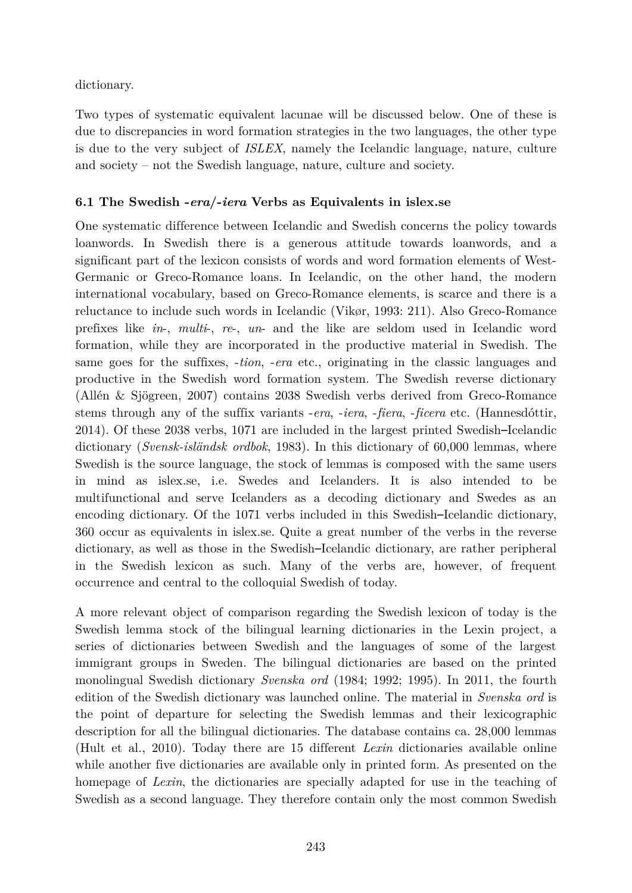dictionary.

Two types of systematic equivalent lacunae will be discussed below. One of these is due to discrepancies in word formation strategies in the two languages, the other type is due to the very subject of *ISLEX*, namely the Icelandic language, nature, culture and society – not the Swedish language, nature, culture and society.

### 6.1 The Swedish -*era*/-*iera* Verbs as Equivalents in islex.se

One systematic difference between Icelandic and Swedish concerns the policy towards loanwords. In Swedish there is a generous attitude towards loanwords, and a significant part of the lexicon consists of words and word formation elements of West-Germanic or Greco-Romance loans. In Icelandic, on the other hand, the modern international vocabulary, based on Greco-Romance elements, is scarce and there is a reluctance to include such words in Icelandic (Vikør, 1993: 211). Also Greco-Romance prefixes like *in*-, *multi*-, *re*-, *un*- and the like are seldom used in Icelandic word formation, while they are incorporated in the productive material in Swedish. The same goes for the suffixes, -*tion*, -*era* etc., originating in the classic languages and productive in the Swedish word formation system. The Swedish reverse dictionary (Allén & Sjögreen, 2007) contains 2038 Swedish verbs derived from Greco-Romance stems through any of the suffix variants -*era*, -*iera*, -*fiera*, -*ficera* etc. (Hannesdóttir, 2014). Of these 2038 verbs, 1071 are included in the largest printed Swedish–Icelandic dictionary (*Svensk-isländsk ordbok*, 1983). In this dictionary of 60,000 lemmas, where Swedish is the source language, the stock of lemmas is composed with the same users in mind as islex.se, i.e. Swedes and Icelanders. It is also intended to be multifunctional and serve Icelanders as a decoding dictionary and Swedes as an encoding dictionary. Of the 1071 verbs included in this Swedish–Icelandic dictionary, 360 occur as equivalents in islex.se. Quite a great number of the verbs in the reverse dictionary, as well as those in the Swedish–Icelandic dictionary, are rather peripheral in the Swedish lexicon as such. Many of the verbs are, however, of frequent occurrence and central to the colloquial Swedish of today.

A more relevant object of comparison regarding the Swedish lexicon of today is the Swedish lemma stock of the bilingual learning dictionaries in the Lexin project, a series of dictionaries between Swedish and the languages of some of the largest immigrant groups in Sweden. The bilingual dictionaries are based on the printed monolingual Swedish dictionary *Svenska ord* (1984; 1992; 1995). In 2011, the fourth edition of the Swedish dictionary was launched online. The material in *Svenska ord* is the point of departure for selecting the Swedish lemmas and their lexicographic description for all the bilingual dictionaries. The database contains ca. 28,000 lemmas (Hult et al., 2010). Today there are 15 different *Lexin* dictionaries available online while another five dictionaries are available only in printed form. As presented on the homepage of *Lexin*, the dictionaries are specially adapted for use in the teaching of Swedish as a second language. They therefore contain only the most common Swedish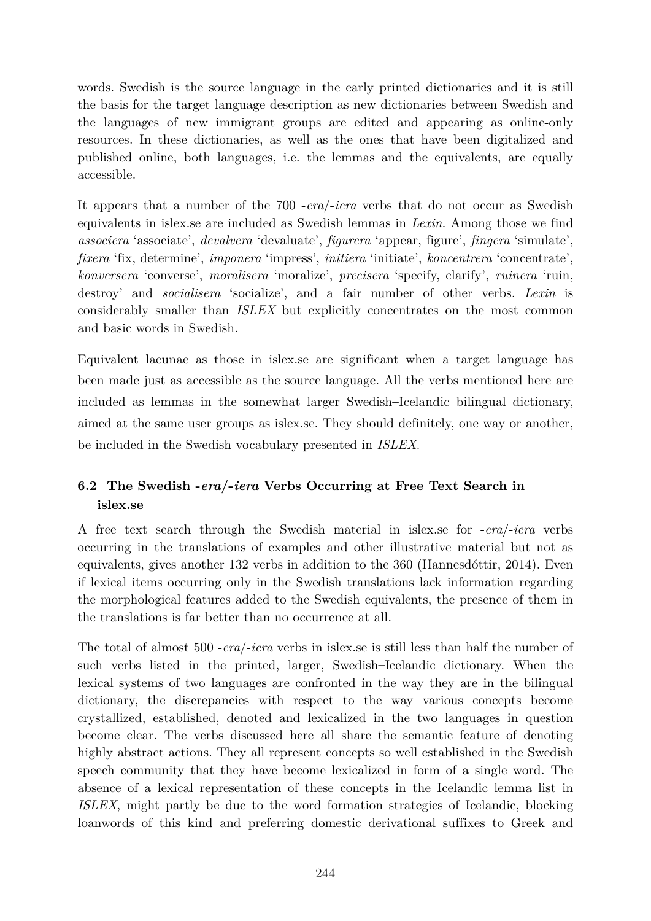words. Swedish is the source language in the early printed dictionaries and it is still the basis for the target language description as new dictionaries between Swedish and the languages of new immigrant groups are edited and appearing as online-only resources. In these dictionaries, as well as the ones that have been digitalized and published online, both languages, i.e. the lemmas and the equivalents, are equally accessible.

It appears that a number of the 700 *-era*/*-iera* verbs that do not occur as Swedish equivalents in islex.se are included as Swedish lemmas in *Lexin*. Among those we find *associera* 'associate', *devalvera* 'devaluate', *figurera* 'appear, figure', *fingera* 'simulate', *fixera* 'fix, determine', *imponera* 'impress', *initiera* 'initiate', *koncentrera* 'concentrate', *konversera* 'converse', *moralisera* 'moralize', *precisera* 'specify, clarify', *ruinera* 'ruin, destroy' and *socialisera* 'socialize', and a fair number of other verbs. *Lexin* is considerably smaller than *ISLEX* but explicitly concentrates on the most common and basic words in Swedish.

Equivalent lacunae as those in islex.se are significant when a target language has been made just as accessible as the source language. All the verbs mentioned here are included as lemmas in the somewhat larger Swedish–Icelandic bilingual dictionary, aimed at the same user groups as islex.se. They should definitely, one way or another, be included in the Swedish vocabulary presented in *ISLEX*.

### 6.2 The Swedish *-era*/*-iera* Verbs Occurring at Free Text Search in islex.se

A free text search through the Swedish material in islex.se for *-era*/*-iera* verbs occurring in the translations of examples and other illustrative material but not as equivalents, gives another 132 verbs in addition to the 360 (Hannesdóttir, 2014). Even if lexical items occurring only in the Swedish translations lack information regarding the morphological features added to the Swedish equivalents, the presence of them in the translations is far better than no occurrence at all.

The total of almost 500 *-era*/*-iera* verbs in islex.se is still less than half the number of such verbs listed in the printed, larger, Swedish–Icelandic dictionary. When the lexical systems of two languages are confronted in the way they are in the bilingual dictionary, the discrepancies with respect to the way various concepts become crystallized, established, denoted and lexicalized in the two languages in question become clear. The verbs discussed here all share the semantic feature of denoting highly abstract actions. They all represent concepts so well established in the Swedish speech community that they have become lexicalized in form of a single word. The absence of a lexical representation of these concepts in the Icelandic lemma list in *ISLEX*, might partly be due to the word formation strategies of Icelandic, blocking loanwords of this kind and preferring domestic derivational suffixes to Greek and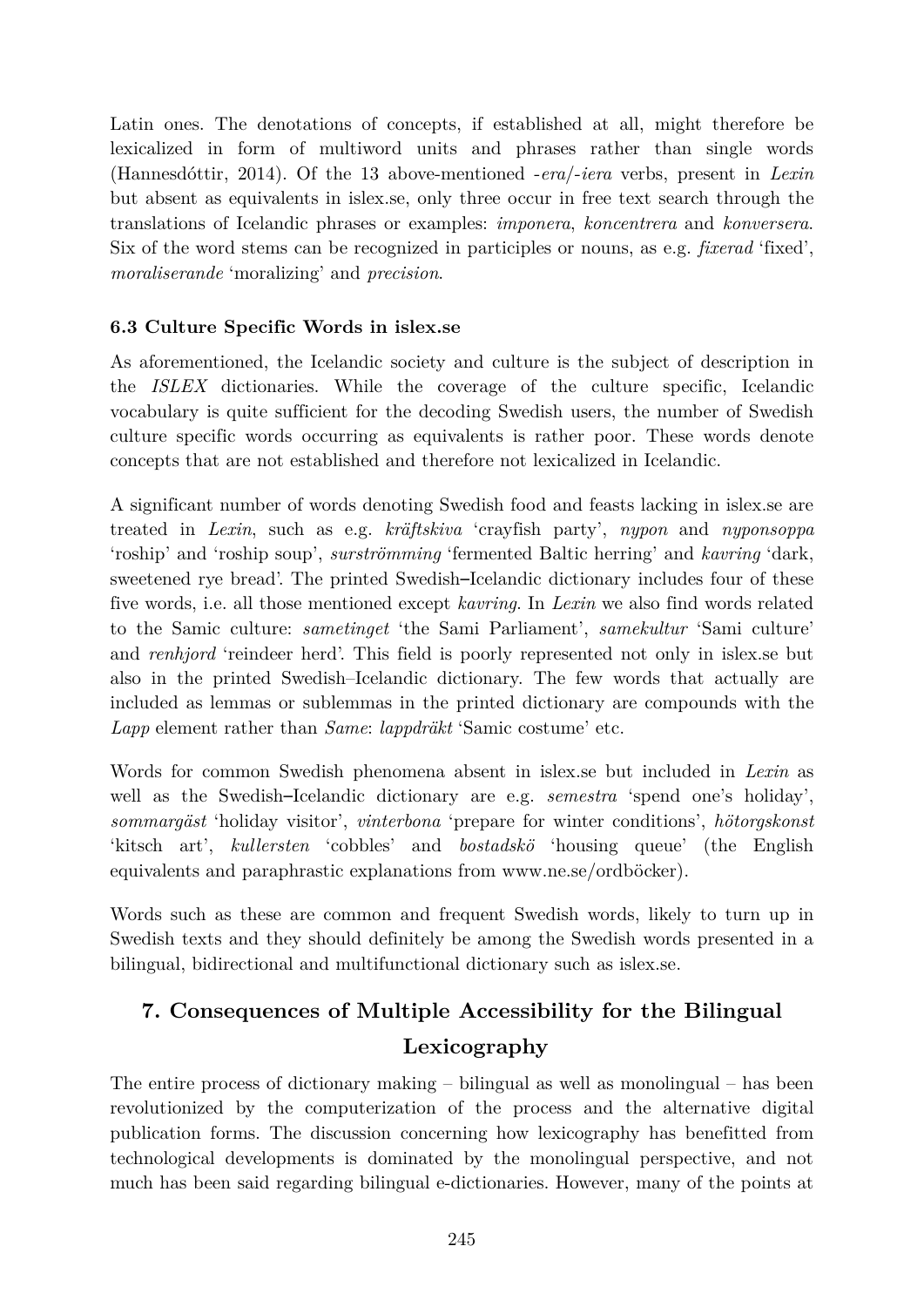Latin ones. The denotations of concepts, if established at all, might therefore be lexicalized in form of multiword units and phrases rather than single words (Hannesdóttir, 2014). Of the 13 above-mentioned *-era*/*-iera* verbs, present in *Lexin* but absent as equivalents in islex.se, only three occur in free text search through the translations of Icelandic phrases or examples: *imponera*, *koncentrera* and *konversera*. Six of the word stems can be recognized in participles or nouns, as e.g. *fixerad* 'fixed', *moraliserande* 'moralizing' and *precision*.

### 6.3 Culture Specific Words in islex.se

As aforementioned, the Icelandic society and culture is the subject of description in the *ISLEX* dictionaries. While the coverage of the culture specific, Icelandic vocabulary is quite sufficient for the decoding Swedish users, the number of Swedish culture specific words occurring as equivalents is rather poor. These words denote concepts that are not established and therefore not lexicalized in Icelandic.

A significant number of words denoting Swedish food and feasts lacking in islex.se are treated in *Lexin*, such as e.g. *kräftskiva* 'crayfish party', *nypon* and *nyponsoppa* 'roship' and 'roship soup', *surströmming* 'fermented Baltic herring' and *kavring* 'dark, sweetened rye bread'. The printed Swedish–Icelandic dictionary includes four of these five words, i.e. all those mentioned except *kavring*. In *Lexin* we also find words related to the Samic culture: *sametinget* 'the Sami Parliament', *samekultur* 'Sami culture' and *renhjord* 'reindeer herd'. This field is poorly represented not only in islex.se but also in the printed Swedish–Icelandic dictionary. The few words that actually are included as lemmas or sublemmas in the printed dictionary are compounds with the *Lapp* element rather than *Same*: *lappdräkt* 'Samic costume' etc.

Words for common Swedish phenomena absent in islex.se but included in *Lexin* as well as the Swedish–Icelandic dictionary are e.g. *semestra* 'spend one's holiday', *sommargäst* 'holiday visitor', *vinterbona* 'prepare for winter conditions', *hötorgskonst* 'kitsch art', *kullersten* 'cobbles' and *bostadskö* 'housing queue' (the English equivalents and paraphrastic explanations from www.ne.se/ordböcker).

Words such as these are common and frequent Swedish words, likely to turn up in Swedish texts and they should definitely be among the Swedish words presented in a bilingual, bidirectional and multifunctional dictionary such as islex.se.

## 7. Consequences of Multiple Accessibility for the Bilingual Lexicography

The entire process of dictionary making – bilingual as well as monolingual – has been revolutionized by the computerization of the process and the alternative digital publication forms. The discussion concerning how lexicography has benefitted from technological developments is dominated by the monolingual perspective, and not much has been said regarding bilingual e-dictionaries. However, many of the points at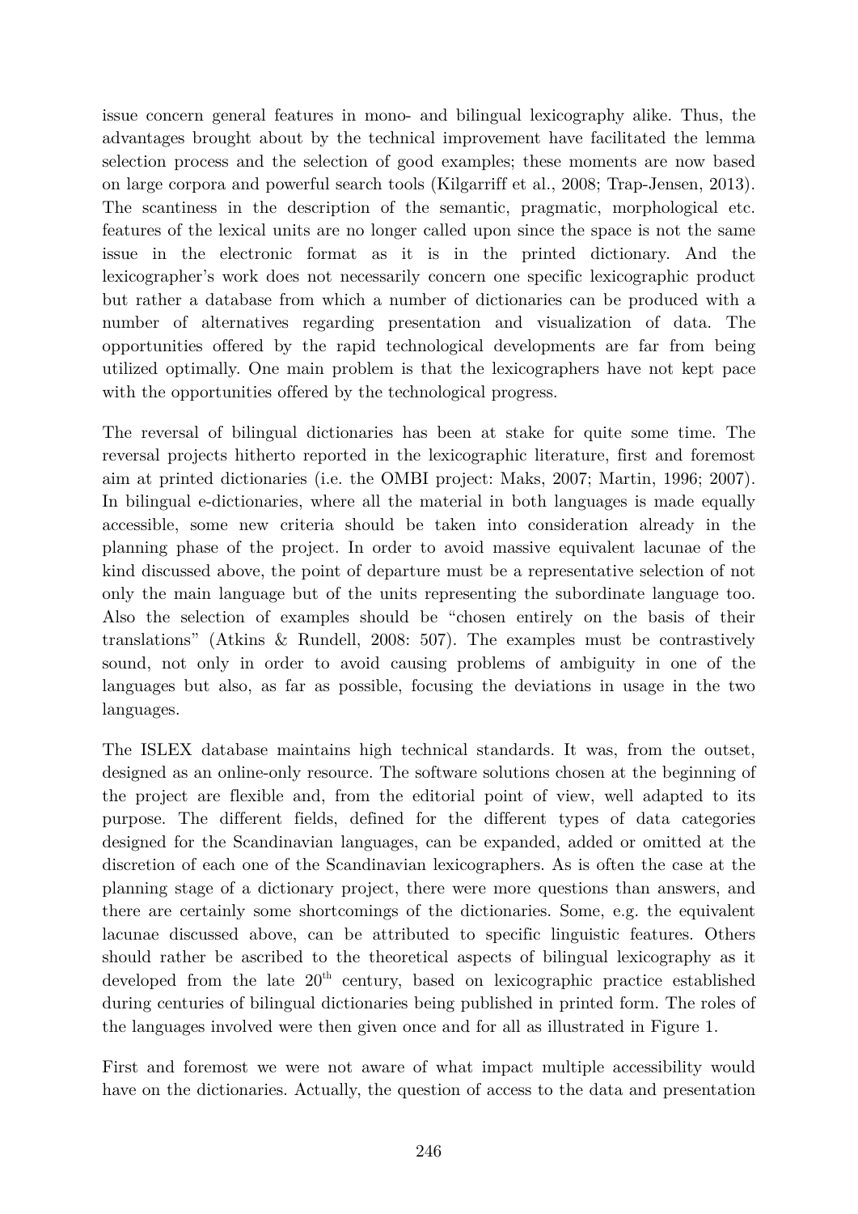issue concern general features in mono- and bilingual lexicography alike. Thus, the advantages brought about by the technical improvement have facilitated the lemma selection process and the selection of good examples; these moments are now based on large corpora and powerful search tools (Kilgarriff et al., 2008; Trap-Jensen, 2013). The scantiness in the description of the semantic, pragmatic, morphological etc. features of the lexical units are no longer called upon since the space is not the same issue in the electronic format as it is in the printed dictionary. And the lexicographer's work does not necessarily concern one specific lexicographic product but rather a database from which a number of dictionaries can be produced with a number of alternatives regarding presentation and visualization of data. The opportunities offered by the rapid technological developments are far from being utilized optimally. One main problem is that the lexicographers have not kept pace with the opportunities offered by the technological progress.

The reversal of bilingual dictionaries has been at stake for quite some time. The reversal projects hitherto reported in the lexicographic literature, first and foremost aim at printed dictionaries (i.e. the OMBI project: Maks, 2007; Martin, 1996; 2007). In bilingual e-dictionaries, where all the material in both languages is made equally accessible, some new criteria should be taken into consideration already in the planning phase of the project. In order to avoid massive equivalent lacunae of the kind discussed above, the point of departure must be a representative selection of not only the main language but of the units representing the subordinate language too. Also the selection of examples should be "chosen entirely on the basis of their translations" (Atkins & Rundell, 2008: 507). The examples must be contrastively sound, not only in order to avoid causing problems of ambiguity in one of the languages but also, as far as possible, focusing the deviations in usage in the two languages.

The ISLEX database maintains high technical standards. It was, from the outset, designed as an online-only resource. The software solutions chosen at the beginning of the project are flexible and, from the editorial point of view, well adapted to its purpose. The different fields, defined for the different types of data categories designed for the Scandinavian languages, can be expanded, added or omitted at the discretion of each one of the Scandinavian lexicographers. As is often the case at the planning stage of a dictionary project, there were more questions than answers, and there are certainly some shortcomings of the dictionaries. Some, e.g. the equivalent lacunae discussed above, can be attributed to specific linguistic features. Others should rather be ascribed to the theoretical aspects of bilingual lexicography as it developed from the late 20th century, based on lexicographic practice established during centuries of bilingual dictionaries being published in printed form. The roles of the languages involved were then given once and for all as illustrated in Figure 1.

First and foremost we were not aware of what impact multiple accessibility would have on the dictionaries. Actually, the question of access to the data and presentation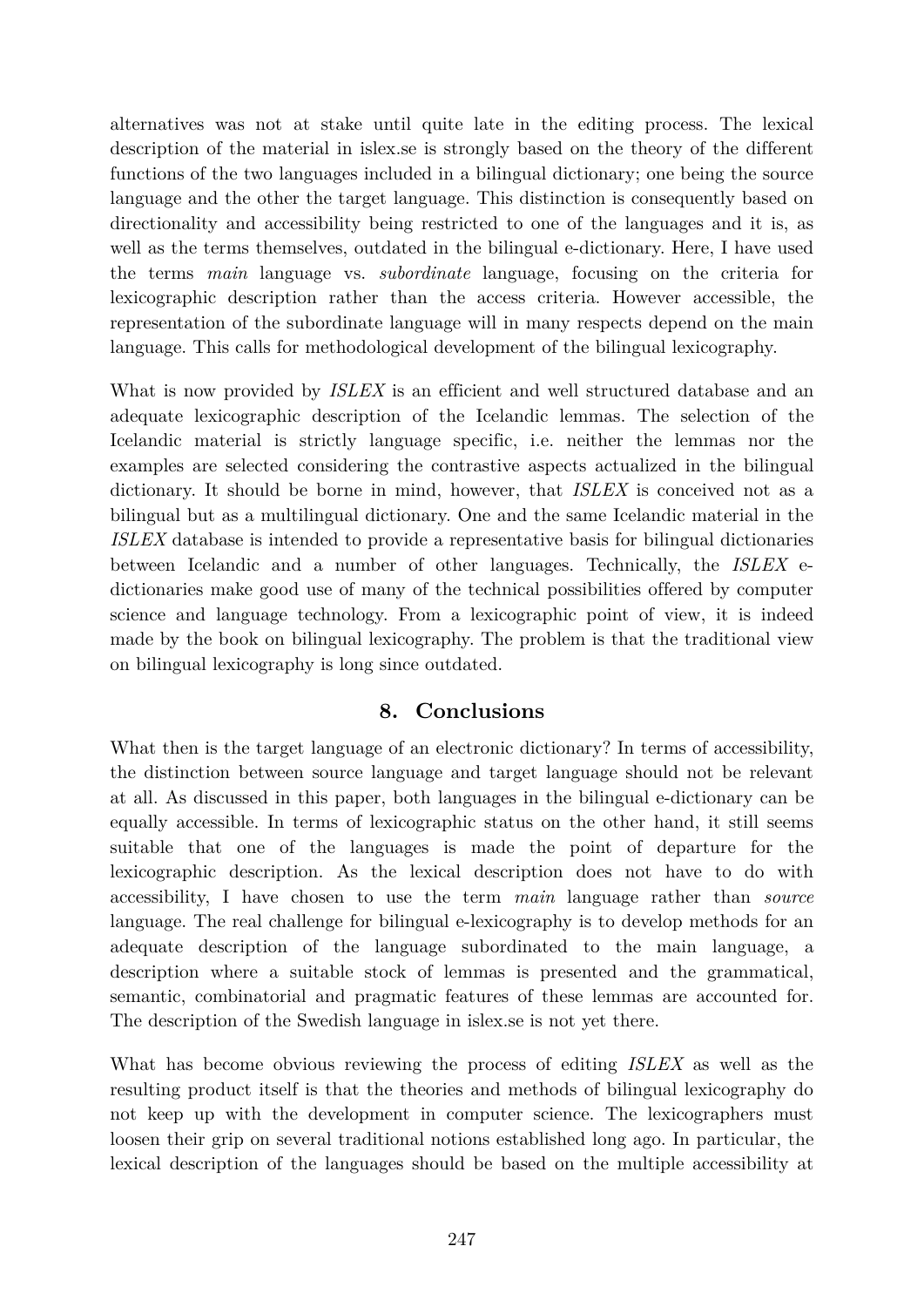alternatives was not at stake until quite late in the editing process. The lexical description of the material in islex.se is strongly based on the theory of the different functions of the two languages included in a bilingual dictionary; one being the source language and the other the target language. This distinction is consequently based on directionality and accessibility being restricted to one of the languages and it is, as well as the terms themselves, outdated in the bilingual e-dictionary. Here, I have used the terms *main* language vs. *subordinate* language, focusing on the criteria for lexicographic description rather than the access criteria. However accessible, the representation of the subordinate language will in many respects depend on the main language. This calls for methodological development of the bilingual lexicography.

What is now provided by *ISLEX* is an efficient and well structured database and an adequate lexicographic description of the Icelandic lemmas. The selection of the Icelandic material is strictly language specific, i.e. neither the lemmas nor the examples are selected considering the contrastive aspects actualized in the bilingual dictionary. It should be borne in mind, however, that *ISLEX* is conceived not as a bilingual but as a multilingual dictionary. One and the same Icelandic material in the *ISLEX* database is intended to provide a representative basis for bilingual dictionaries between Icelandic and a number of other languages. Technically, the *ISLEX* e-dictionaries make good use of many of the technical possibilities offered by computer science and language technology. From a lexicographic point of view, it is indeed made by the book on bilingual lexicography. The problem is that the traditional view on bilingual lexicography is long since outdated.

## 8. Conclusions

What then is the target language of an electronic dictionary? In terms of accessibility, the distinction between source language and target language should not be relevant at all. As discussed in this paper, both languages in the bilingual e-dictionary can be equally accessible. In terms of lexicographic status on the other hand, it still seems suitable that one of the languages is made the point of departure for the lexicographic description. As the lexical description does not have to do with accessibility, I have chosen to use the term *main* language rather than *source* language. The real challenge for bilingual e-lexicography is to develop methods for an adequate description of the language subordinated to the main language, a description where a suitable stock of lemmas is presented and the grammatical, semantic, combinatorial and pragmatic features of these lemmas are accounted for. The description of the Swedish language in islex.se is not yet there.

What has become obvious reviewing the process of editing *ISLEX* as well as the resulting product itself is that the theories and methods of bilingual lexicography do not keep up with the development in computer science. The lexicographers must loosen their grip on several traditional notions established long ago. In particular, the lexical description of the languages should be based on the multiple accessibility at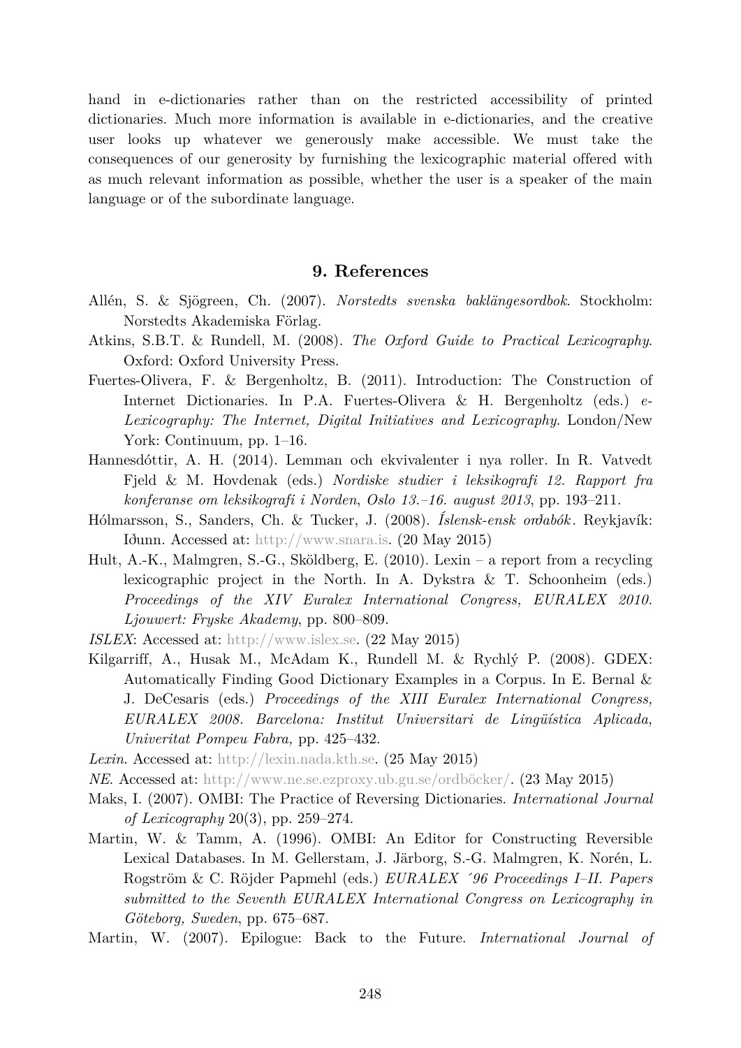hand in e-dictionaries rather than on the restricted accessibility of printed dictionaries. Much more information is available in e-dictionaries, and the creative user looks up whatever we generously make accessible. We must take the consequences of our generosity by furnishing the lexicographic material offered with as much relevant information as possible, whether the user is a speaker of the main language or of the subordinate language.

## 9. References

Allén, S. & Sjögreen, Ch. (2007). *Norstedts svenska baklängesordbok*. Stockholm: Norstedts Akademiska Förlag.

Atkins, S.B.T. & Rundell, M. (2008). *The Oxford Guide to Practical Lexicography*. Oxford: Oxford University Press.

Fuertes-Olivera, F. & Bergenholtz, B. (2011). Introduction: The Construction of Internet Dictionaries. In P.A. Fuertes-Olivera & H. Bergenholtz (eds.) *e-Lexicography: The Internet, Digital Initiatives and Lexicography*. London/New York: Continuum, pp. 1–16.

Hannesdóttir, A. H. (2014). Lemman och ekvivalenter i nya roller. In R. Vatvedt Fjeld & M. Hovdenak (eds.) *Nordiske studier i leksikografi 12. Rapport fra konferanse om leksikografi i Norden, Oslo 13.–16. august 2013*, pp. 193–211.

Hólmarsson, S., Sanders, Ch. & Tucker, J. (2008). *Íslensk-ensk orðabók*. Reykjavík: Iðunn. Accessed at: http://www.snara.is. (20 May 2015)

Hult, A.-K., Malmgren, S.-G., Sköldberg, E. (2010). Lexin – a report from a recycling lexicographic project in the North. In A. Dykstra & T. Schoonheim (eds.) *Proceedings of the XIV Euralex International Congress, EURALEX 2010. Ljouwert: Fryske Akademy*, pp. 800–809.

*ISLEX*: Accessed at: http://www.islex.se. (22 May 2015)

Kilgarriff, A., Husak M., McAdam K., Rundell M. & Rychlý P. (2008). GDEX: Automatically Finding Good Dictionary Examples in a Corpus. In E. Bernal & J. DeCesaris (eds.) *Proceedings of the XIII Euralex International Congress, EURALEX 2008. Barcelona: Institut Universitari de Lingüística Aplicada, Univeritat Pompeu Fabra,* pp. 425–432.

*Lexin*. Accessed at: http://lexin.nada.kth.se. (25 May 2015)

*NE*. Accessed at: http://www.ne.se.ezproxy.ub.gu.se/ordböcker/. (23 May 2015)

Maks, I. (2007). OMBI: The Practice of Reversing Dictionaries. *International Journal of Lexicography* 20(3), pp. 259–274.

Martin, W. & Tamm, A. (1996). OMBI: An Editor for Constructing Reversible Lexical Databases. In M. Gellerstam, J. Järborg, S.-G. Malmgren, K. Norén, L. Rogström & C. Röjder Papmehl (eds.) *EURALEX ´96 Proceedings I–II. Papers submitted to the Seventh EURALEX International Congress on Lexicography in Göteborg, Sweden*, pp. 675–687.

Martin, W. (2007). Epilogue: Back to the Future. *International Journal of*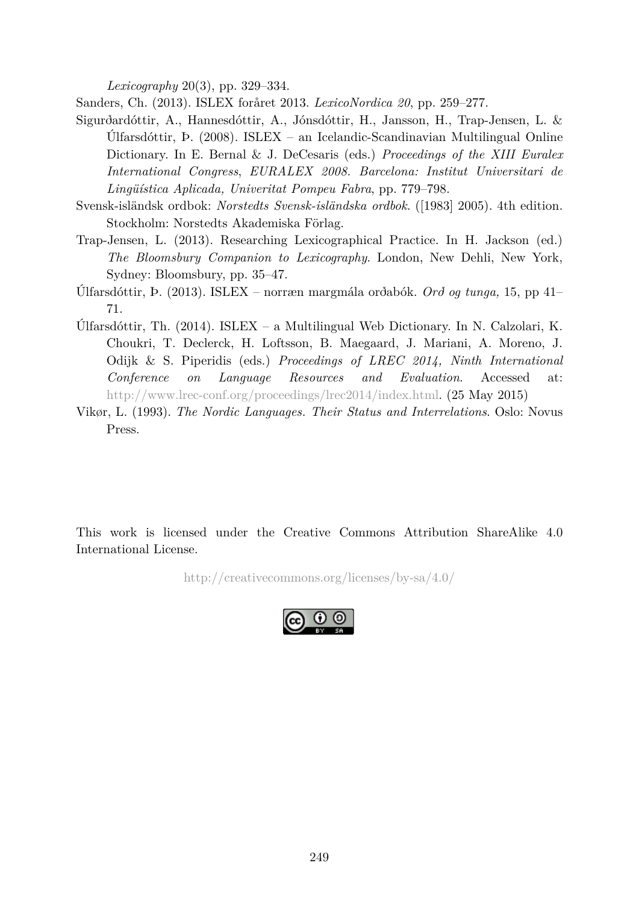*Lexicography* 20(3), pp. 329–334.

Sanders, Ch. (2013). ISLEX foråret 2013. *LexicoNordica 20*, pp. 259–277.

Sigurðardóttir, A., Hannesdóttir, A., Jónsdóttir, H., Jansson, H., Trap-Jensen, L. & Úlfarsdóttir, Þ. (2008). ISLEX – an Icelandic-Scandinavian Multilingual Online Dictionary. In E. Bernal & J. DeCesaris (eds.) *Proceedings of the XIII Euralex International Congress, EURALEX 2008. Barcelona: Institut Universitari de Lingüística Aplicada, Univeritat Pompeu Fabra*, pp. 779–798.

Svensk-isländsk ordbok: *Norstedts Svensk-isländska ordbok.* ([1983] 2005). 4th edition. Stockholm: Norstedts Akademiska Förlag.

Trap-Jensen, L. (2013). Researching Lexicographical Practice. In H. Jackson (ed.) *The Bloomsbury Companion to Lexicography.* London, New Dehli, New York, Sydney: Bloomsbury, pp. 35–47.

Úlfarsdóttir, Þ. (2013). ISLEX – norræn margmála orðabók. *Orð og tunga,* 15, pp 41–71.

Úlfarsdóttir, Th. (2014). ISLEX – a Multilingual Web Dictionary. In N. Calzolari, K. Choukri, T. Declerck, H. Loftsson, B. Maegaard, J. Mariani, A. Moreno, J. Odijk & S. Piperidis (eds.) *Proceedings of LREC 2014, Ninth International Conference on Language Resources and Evaluation.* Accessed at: http://www.lrec-conf.org/proceedings/lrec2014/index.html. (25 May 2015)

Vikør, L. (1993). *The Nordic Languages. Their Status and Interrelations.* Oslo: Novus Press.

This work is licensed under the Creative Commons Attribution ShareAlike 4.0 International License.

http://creativecommons.org/licenses/by-sa/4.0/